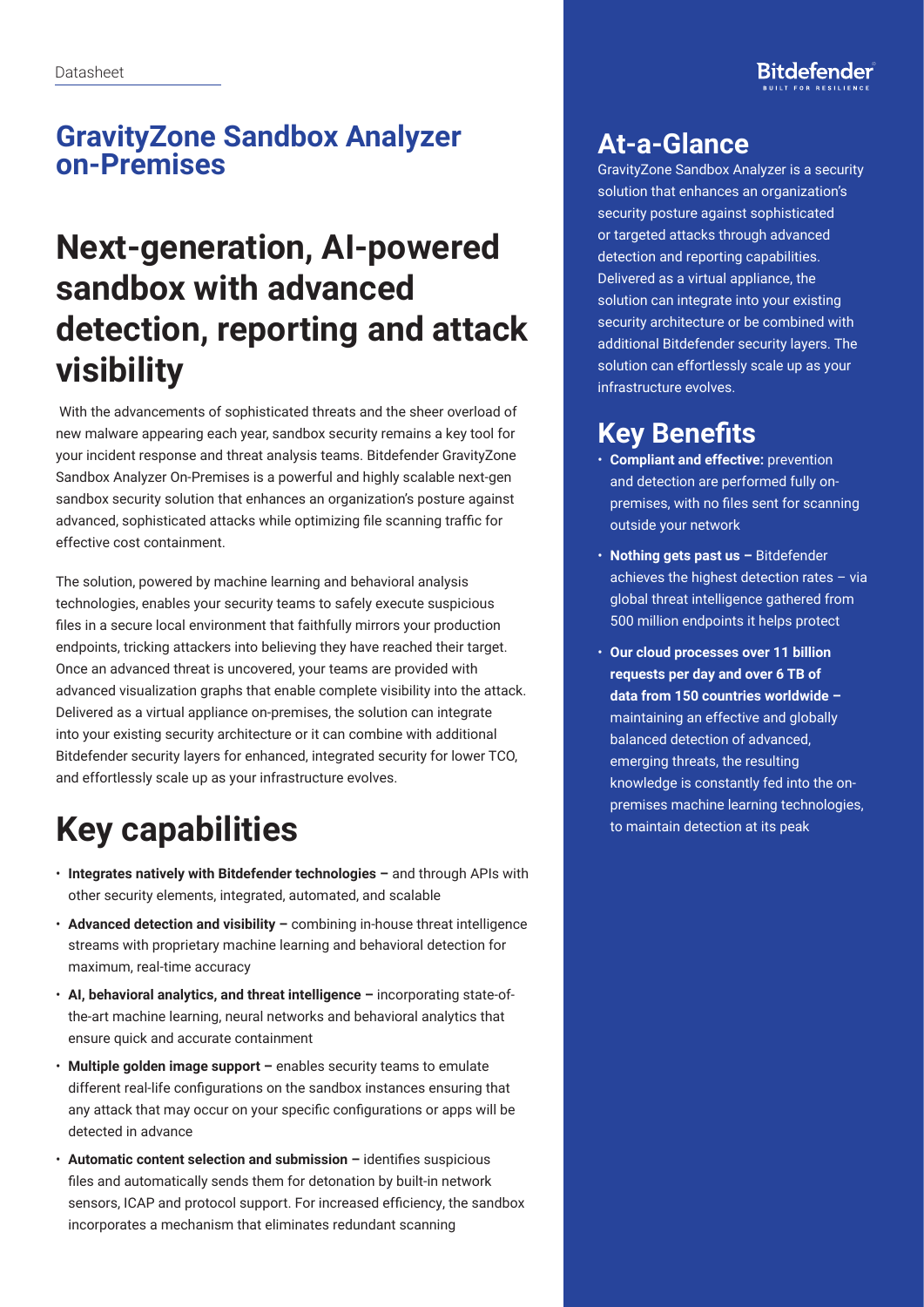Datasheet

# GravityZone Sandbox Analyzer on-Premises

# Next-generation, AI-powered sandbox with advanced detection, reporting and attack visibility

With the advancements of sophisticated threats and the sheer overload of new malware appearing each year, sandbox security remains a key tool for your incident response and threat analysis teams. Bitdefender GravityZone Sandbox Analyzer On-Premises is a powerful and highly scalable next-gen sandbox security solution that enhances an organization's posture against advanced, sophisticated attacks while optimizing file scanning traffic for effective cost containment.

The solution, powered by machine learning and behavioral analysis technologies, enables your security teams to safely execute suspicious files in a secure local environment that faithfully mirrors your production endpoints, tricking attackers into believing they have reached their target. Once an advanced threat is uncovered, your teams are provided with advanced visualization graphs that enable complete visibility into the attack. Delivered as a virtual appliance on-premises, the solution can integrate into your existing security architecture or it can combine with additional Bitdefender security layers for enhanced, integrated security for lower TCO, and effortlessly scale up as your infrastructure evolves.

# Key capabilities

- **Integrates natively with Bitdefender technologies –** and through APIs with other security elements, integrated, automated, and scalable
- **Advanced detection and visibility –** combining in-house threat intelligence streams with proprietary machine learning and behavioral detection for maximum, real-time accuracy
- **AI, behavioral analytics, and threat intelligence –** incorporating state-of-the-art machine learning, neural networks and behavioral analytics that ensure quick and accurate containment
- **Multiple golden image support –** enables security teams to emulate different real-life configurations on the sandbox instances ensuring that any attack that may occur on your specific configurations or apps will be detected in advance
- **Automatic content selection and submission –** identifies suspicious files and automatically sends them for detonation by built-in network sensors, ICAP and protocol support. For increased efficiency, the sandbox incorporates a mechanism that eliminates redundant scanning

## At-a-Glance

GravityZone Sandbox Analyzer is a security solution that enhances an organization's security posture against sophisticated or targeted attacks through advanced detection and reporting capabilities. Delivered as a virtual appliance, the solution can integrate into your existing security architecture or be combined with additional Bitdefender security layers. The solution can effortlessly scale up as your infrastructure evolves.

## Key Benefits

- **Compliant and effective:** prevention and detection are performed fully on-premises, with no files sent for scanning outside your network
- **Nothing gets past us –** Bitdefender achieves the highest detection rates – via global threat intelligence gathered from 500 million endpoints it helps protect
- **Our cloud processes over 11 billion requests per day and over 6 TB of data from 150 countries worldwide –** maintaining an effective and globally balanced detection of advanced, emerging threats, the resulting knowledge is constantly fed into the on-premises machine learning technologies, to maintain detection at its peak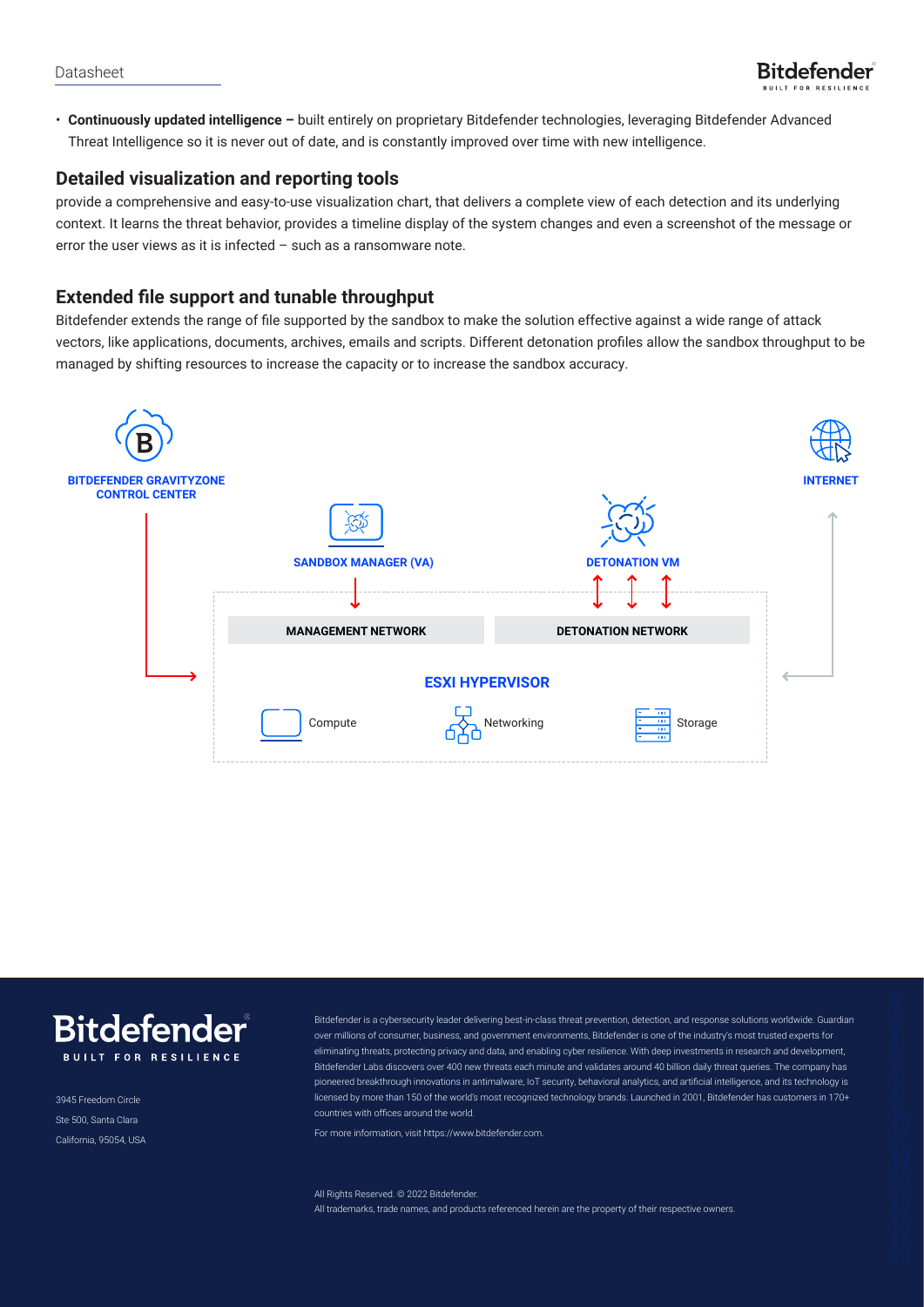- **Continuously updated intelligence –** built entirely on proprietary Bitdefender technologies, leveraging Bitdefender Advanced Threat Intelligence so it is never out of date, and is constantly improved over time with new intelligence.

## Detailed visualization and reporting tools

provide a comprehensive and easy-to-use visualization chart, that delivers a complete view of each detection and its underlying context. It learns the threat behavior, provides a timeline display of the system changes and even a screenshot of the message or error the user views as it is infected – such as a ransomware note.

## Extended file support and tunable throughput

Bitdefender extends the range of file supported by the sandbox to make the solution effective against a wide range of attack vectors, like applications, documents, archives, emails and scripts. Different detonation profiles allow the sandbox throughput to be managed by shifting resources to increase the capacity or to increase the sandbox accuracy.

BITDEFENDER GRAVITYZONE CONTROL CENTER

INTERNET

SANDBOX MANAGER (VA)

DETONATION VM

MANAGEMENT NETWORK

DETONATION NETWORK

ESXI HYPERVISOR

Compute

Networking

Storage

Bitdefender
BUILT FOR RESILIENCE

3945 Freedom Circle
Ste 500, Santa Clara
California, 95054, USA

Bitdefender is a cybersecurity leader delivering best-in-class threat prevention, detection, and response solutions worldwide. Guardian over millions of consumer, business, and government environments, Bitdefender is one of the industry's most trusted experts for eliminating threats, protecting privacy and data, and enabling cyber resilience. With deep investments in research and development, Bitdefender Labs discovers over 400 new threats each minute and validates around 40 billion daily threat queries. The company has pioneered breakthrough innovations in antimalware, IoT security, behavioral analytics, and artificial intelligence, and its technology is licensed by more than 150 of the world's most recognized technology brands. Launched in 2001, Bitdefender has customers in 170+ countries with offices around the world.

For more information, visit https://www.bitdefender.com.

All Rights Reserved. © 2022 Bitdefender.
All trademarks, trade names, and products referenced herein are the property of their respective owners.